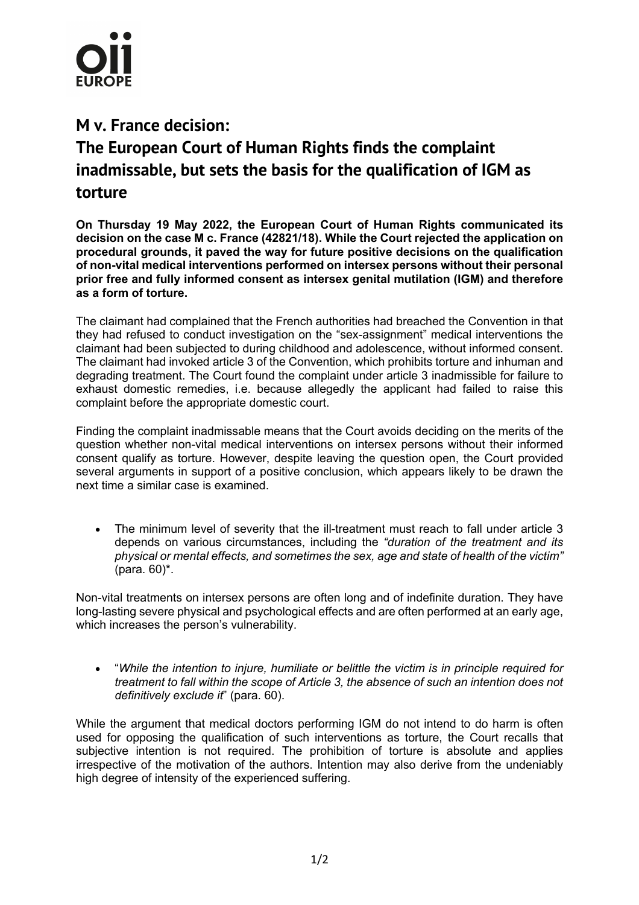# M v. France decision:

# The European Court of Human Rights finds the complaint inadmissable, but sets the basis for the qualification of IGM as torture

**On Thursday 19 May 2022, the European Court of Human Rights communicated its decision on the case M c. France (42821/18). While the Court rejected the application on procedural grounds, it paved the way for future positive decisions on the qualification of non-vital medical interventions performed on intersex persons without their personal prior free and fully informed consent as intersex genital mutilation (IGM) and therefore as a form of torture.**

The claimant had complained that the French authorities had breached the Convention in that they had refused to conduct investigation on the "sex-assignment" medical interventions the claimant had been subjected to during childhood and adolescence, without informed consent. The claimant had invoked article 3 of the Convention, which prohibits torture and inhuman and degrading treatment. The Court found the complaint under article 3 inadmissible for failure to exhaust domestic remedies, i.e. because allegedly the applicant had failed to raise this complaint before the appropriate domestic court.

Finding the complaint inadmissable means that the Court avoids deciding on the merits of the question whether non-vital medical interventions on intersex persons without their informed consent qualify as torture. However, despite leaving the question open, the Court provided several arguments in support of a positive conclusion, which appears likely to be drawn the next time a similar case is examined.

- The minimum level of severity that the ill-treatment must reach to fall under article 3 depends on various circumstances, including the *"duration of the treatment and its physical or mental effects, and sometimes the sex, age and state of health of the victim"* (para. 60)*.

Non-vital treatments on intersex persons are often long and of indefinite duration. They have long-lasting severe physical and psychological effects and are often performed at an early age, which increases the person's vulnerability.

- "*While the intention to injure, humiliate or belittle the victim is in principle required for treatment to fall within the scope of Article 3, the absence of such an intention does not definitively exclude it*" (para. 60).

While the argument that medical doctors performing IGM do not intend to do harm is often used for opposing the qualification of such interventions as torture, the Court recalls that subjective intention is not required. The prohibition of torture is absolute and applies irrespective of the motivation of the authors. Intention may also derive from the undeniably high degree of intensity of the experienced suffering.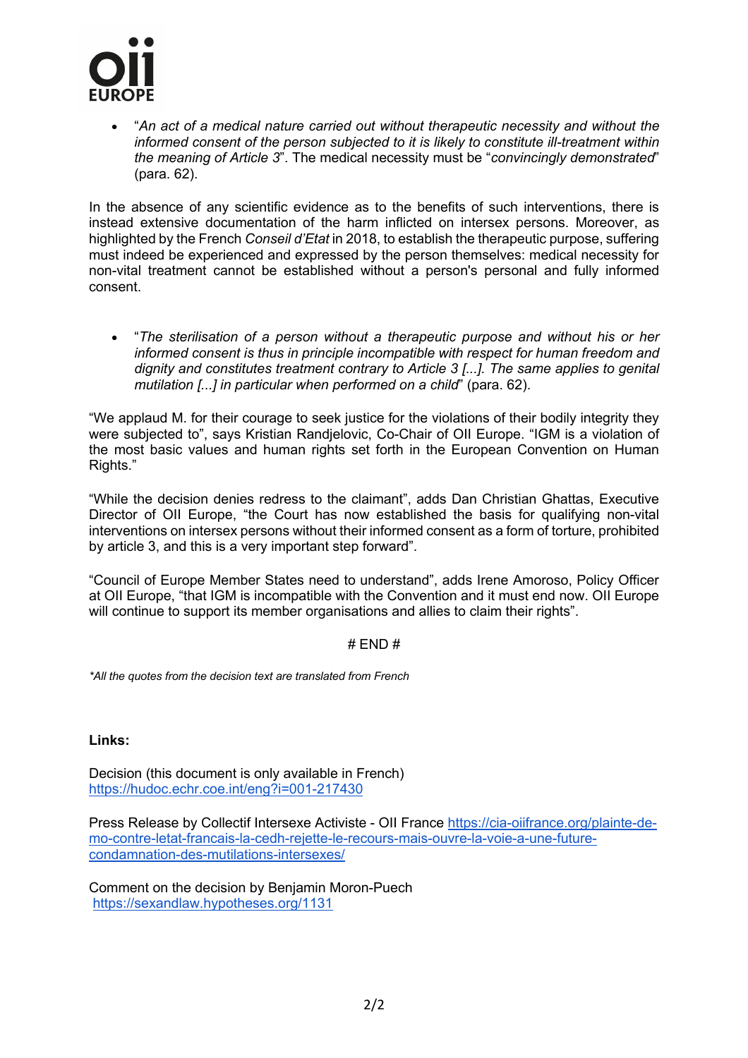- "*An act of a medical nature carried out without therapeutic necessity and without the informed consent of the person subjected to it is likely to constitute ill-treatment within the meaning of Article 3*". The medical necessity must be "*convincingly demonstrated*" (para. 62).

In the absence of any scientific evidence as to the benefits of such interventions, there is instead extensive documentation of the harm inflicted on intersex persons. Moreover, as highlighted by the French *Conseil d'Etat* in 2018, to establish the therapeutic purpose, suffering must indeed be experienced and expressed by the person themselves: medical necessity for non-vital treatment cannot be established without a person's personal and fully informed consent.

- "*The sterilisation of a person without a therapeutic purpose and without his or her informed consent is thus in principle incompatible with respect for human freedom and dignity and constitutes treatment contrary to Article 3 [...]. The same applies to genital mutilation [...] in particular when performed on a child*" (para. 62).

"We applaud M. for their courage to seek justice for the violations of their bodily integrity they were subjected to", says Kristian Randjelovic, Co-Chair of OII Europe. "IGM is a violation of the most basic values and human rights set forth in the European Convention on Human Rights."

"While the decision denies redress to the claimant", adds Dan Christian Ghattas, Executive Director of OII Europe, "the Court has now established the basis for qualifying non-vital interventions on intersex persons without their informed consent as a form of torture, prohibited by article 3, and this is a very important step forward".

"Council of Europe Member States need to understand", adds Irene Amoroso, Policy Officer at OII Europe, "that IGM is incompatible with the Convention and it must end now. OII Europe will continue to support its member organisations and allies to claim their rights".

# END #

*\*All the quotes from the decision text are translated from French*

**Links:**

Decision (this document is only available in French)
https://hudoc.echr.coe.int/eng?i=001-217430

Press Release by Collectif Intersexe Activiste - OII France https://cia-oiifrance.org/plainte-de-mo-contre-letat-francais-la-cedh-rejette-le-recours-mais-ouvre-la-voie-a-une-future-condamnation-des-mutilations-intersexes/

Comment on the decision by Benjamin Moron-Puech
https://sexandlaw.hypotheses.org/1131